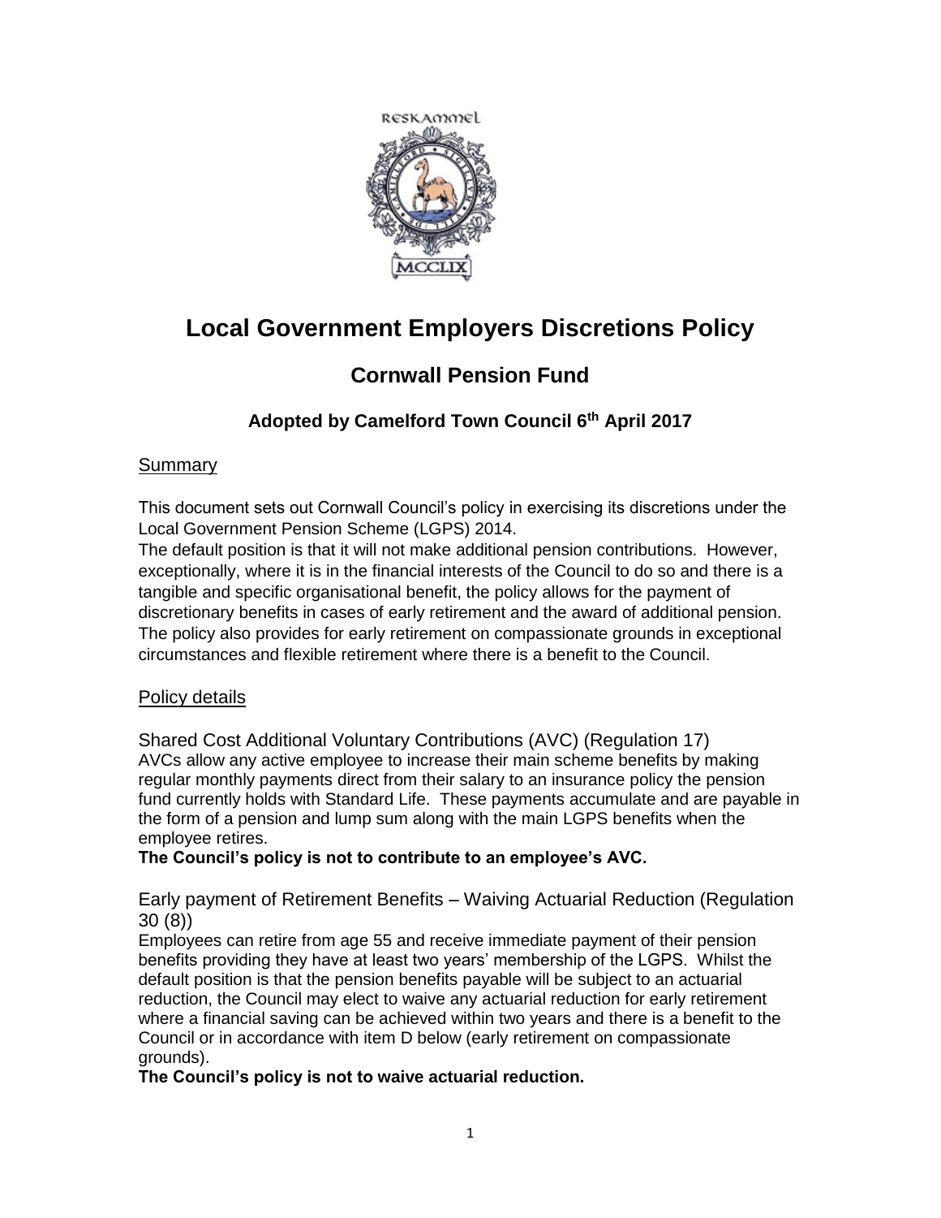# Local Government Employers Discretions Policy

## Cornwall Pension Fund

### Adopted by Camelford Town Council 6th April 2017

Summary

This document sets out Cornwall Council's policy in exercising its discretions under the Local Government Pension Scheme (LGPS) 2014.

The default position is that it will not make additional pension contributions. However, exceptionally, where it is in the financial interests of the Council to do so and there is a tangible and specific organisational benefit, the policy allows for the payment of discretionary benefits in cases of early retirement and the award of additional pension. The policy also provides for early retirement on compassionate grounds in exceptional circumstances and flexible retirement where there is a benefit to the Council.

Policy details

Shared Cost Additional Voluntary Contributions (AVC) (Regulation 17)

AVCs allow any active employee to increase their main scheme benefits by making regular monthly payments direct from their salary to an insurance policy the pension fund currently holds with Standard Life. These payments accumulate and are payable in the form of a pension and lump sum along with the main LGPS benefits when the employee retires.

**The Council's policy is not to contribute to an employee's AVC.**

Early payment of Retirement Benefits – Waiving Actuarial Reduction (Regulation 30 (8))

Employees can retire from age 55 and receive immediate payment of their pension benefits providing they have at least two years' membership of the LGPS. Whilst the default position is that the pension benefits payable will be subject to an actuarial reduction, the Council may elect to waive any actuarial reduction for early retirement where a financial saving can be achieved within two years and there is a benefit to the Council or in accordance with item D below (early retirement on compassionate grounds).

**The Council's policy is not to waive actuarial reduction.**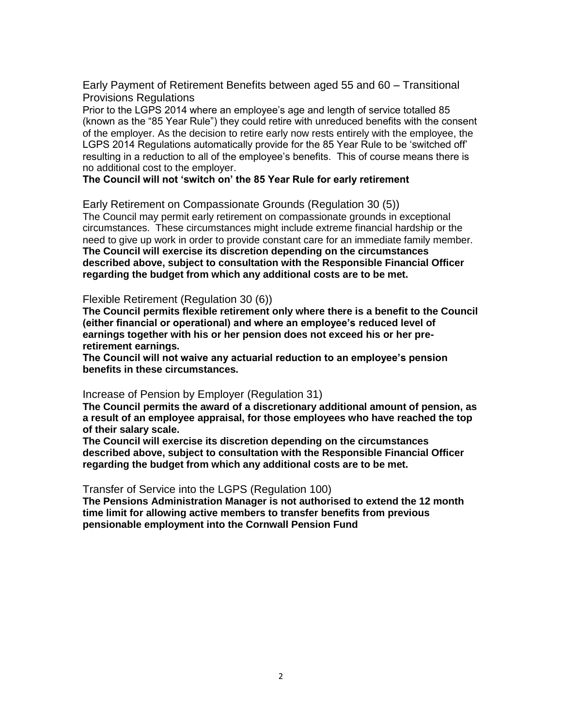## Early Payment of Retirement Benefits between aged 55 and 60 – Transitional Provisions Regulations

Prior to the LGPS 2014 where an employee's age and length of service totalled 85 (known as the "85 Year Rule") they could retire with unreduced benefits with the consent of the employer. As the decision to retire early now rests entirely with the employee, the LGPS 2014 Regulations automatically provide for the 85 Year Rule to be 'switched off' resulting in a reduction to all of the employee's benefits. This of course means there is no additional cost to the employer.

**The Council will not 'switch on' the 85 Year Rule for early retirement**

## Early Retirement on Compassionate Grounds (Regulation 30 (5))

The Council may permit early retirement on compassionate grounds in exceptional circumstances. These circumstances might include extreme financial hardship or the need to give up work in order to provide constant care for an immediate family member.

**The Council will exercise its discretion depending on the circumstances described above, subject to consultation with the Responsible Financial Officer regarding the budget from which any additional costs are to be met.**

## Flexible Retirement (Regulation 30 (6))

**The Council permits flexible retirement only where there is a benefit to the Council (either financial or operational) and where an employee's reduced level of earnings together with his or her pension does not exceed his or her pre-retirement earnings.**

**The Council will not waive any actuarial reduction to an employee's pension benefits in these circumstances.**

## Increase of Pension by Employer (Regulation 31)

**The Council permits the award of a discretionary additional amount of pension, as a result of an employee appraisal, for those employees who have reached the top of their salary scale.**

**The Council will exercise its discretion depending on the circumstances described above, subject to consultation with the Responsible Financial Officer regarding the budget from which any additional costs are to be met.**

## Transfer of Service into the LGPS (Regulation 100)

**The Pensions Administration Manager is not authorised to extend the 12 month time limit for allowing active members to transfer benefits from previous pensionable employment into the Cornwall Pension Fund**